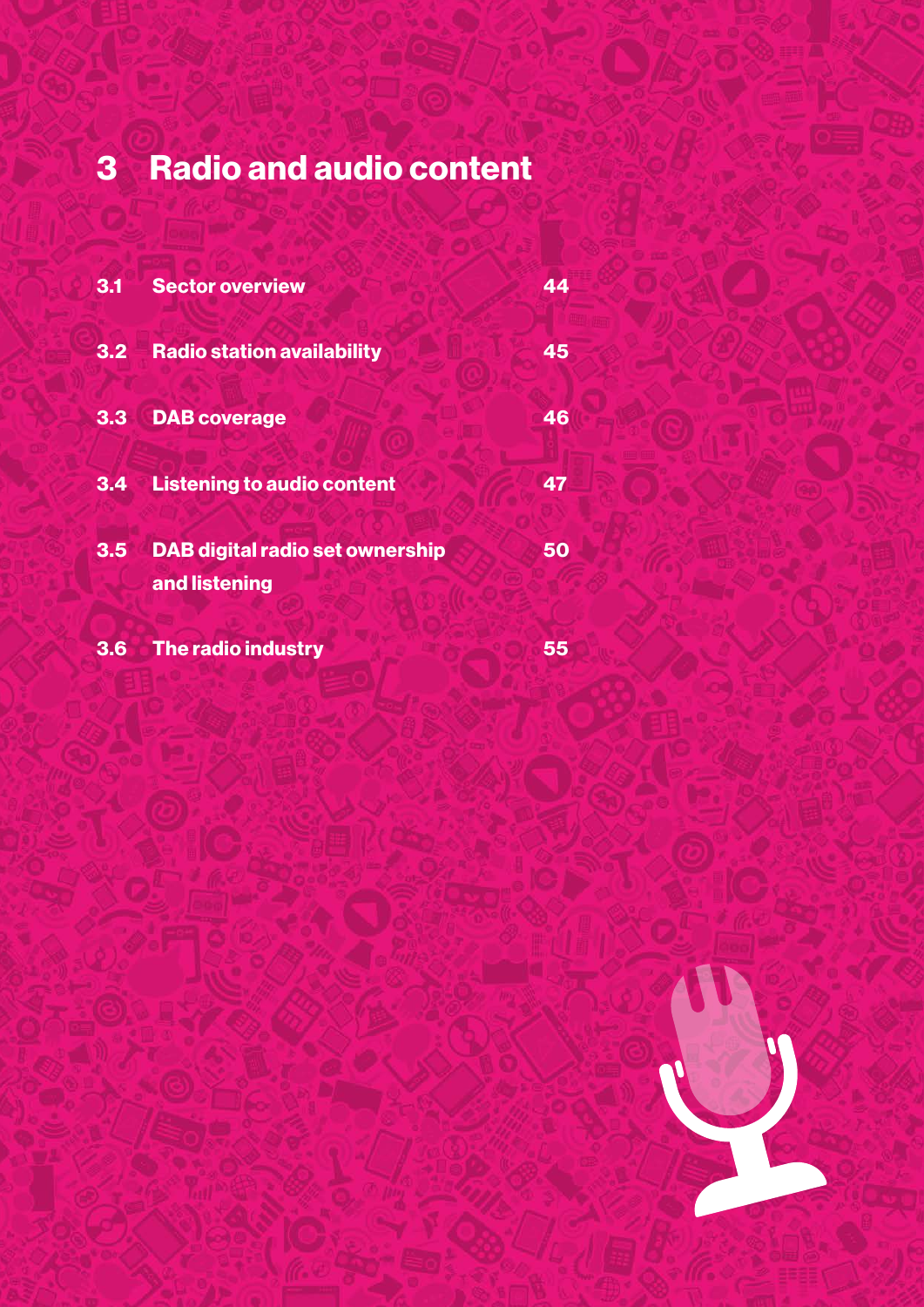# 3 Radio and audio content

| | | |
|---|---|---|
| 3.1 | Sector overview | 44 |
| 3.2 | Radio station availability | 45 |
| 3.3 | DAB coverage | 46 |
| 3.4 | Listening to audio content | 47 |
| 3.5 | DAB digital radio set ownership and listening | 50 |
| 3.6 | The radio industry | 55 |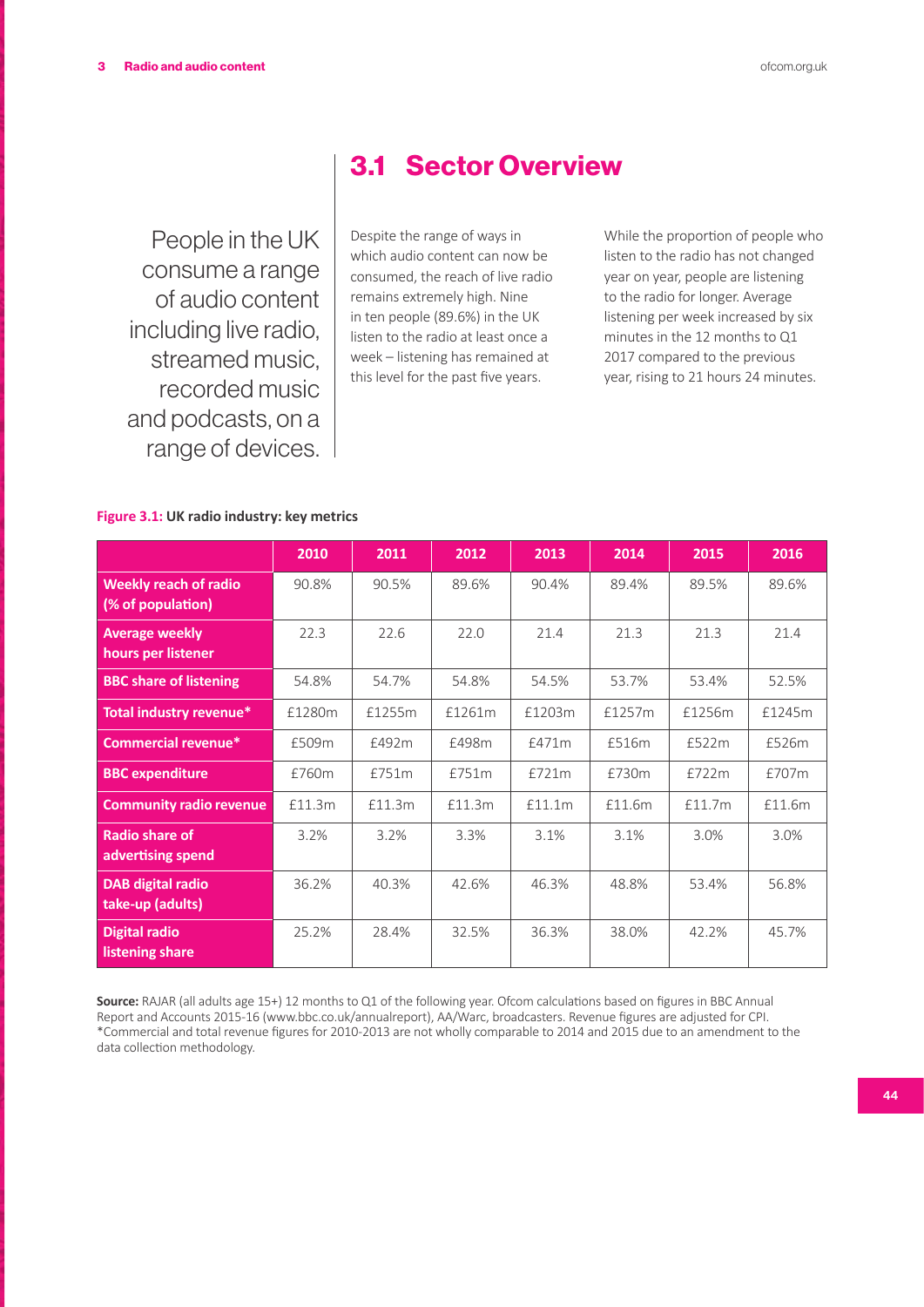## 3.1 Sector Overview

People in the UK consume a range of audio content including live radio, streamed music, recorded music and podcasts, on a range of devices.

Despite the range of ways in which audio content can now be consumed, the reach of live radio remains extremely high. Nine in ten people (89.6%) in the UK listen to the radio at least once a week – listening has remained at this level for the past five years.

While the proportion of people who listen to the radio has not changed year on year, people are listening to the radio for longer. Average listening per week increased by six minutes in the 12 months to Q1 2017 compared to the previous year, rising to 21 hours 24 minutes.

**Figure 3.1: UK radio industry: key metrics**

| | 2010 | 2011 | 2012 | 2013 | 2014 | 2015 | 2016 |
|---|---|---|---|---|---|---|---|
| **Weekly reach of radio (% of population)** | 90.8% | 90.5% | 89.6% | 90.4% | 89.4% | 89.5% | 89.6% |
| **Average weekly hours per listener** | 22.3 | 22.6 | 22.0 | 21.4 | 21.3 | 21.3 | 21.4 |
| **BBC share of listening** | 54.8% | 54.7% | 54.8% | 54.5% | 53.7% | 53.4% | 52.5% |
| **Total industry revenue*** | £1280m | £1255m | £1261m | £1203m | £1257m | £1256m | £1245m |
| **Commercial revenue*** | £509m | £492m | £498m | £471m | £516m | £522m | £526m |
| **BBC expenditure** | £760m | £751m | £751m | £721m | £730m | £722m | £707m |
| **Community radio revenue** | £11.3m | £11.3m | £11.3m | £11.1m | £11.6m | £11.7m | £11.6m |
| **Radio share of advertising spend** | 3.2% | 3.2% | 3.3% | 3.1% | 3.1% | 3.0% | 3.0% |
| **DAB digital radio take-up (adults)** | 36.2% | 40.3% | 42.6% | 46.3% | 48.8% | 53.4% | 56.8% |
| **Digital radio listening share** | 25.2% | 28.4% | 32.5% | 36.3% | 38.0% | 42.2% | 45.7% |

**Source:** RAJAR (all adults age 15+) 12 months to Q1 of the following year. Ofcom calculations based on figures in BBC Annual Report and Accounts 2015-16 (www.bbc.co.uk/annualreport), AA/Warc, broadcasters. Revenue figures are adjusted for CPI.
*Commercial and total revenue figures for 2010-2013 are not wholly comparable to 2014 and 2015 due to an amendment to the data collection methodology.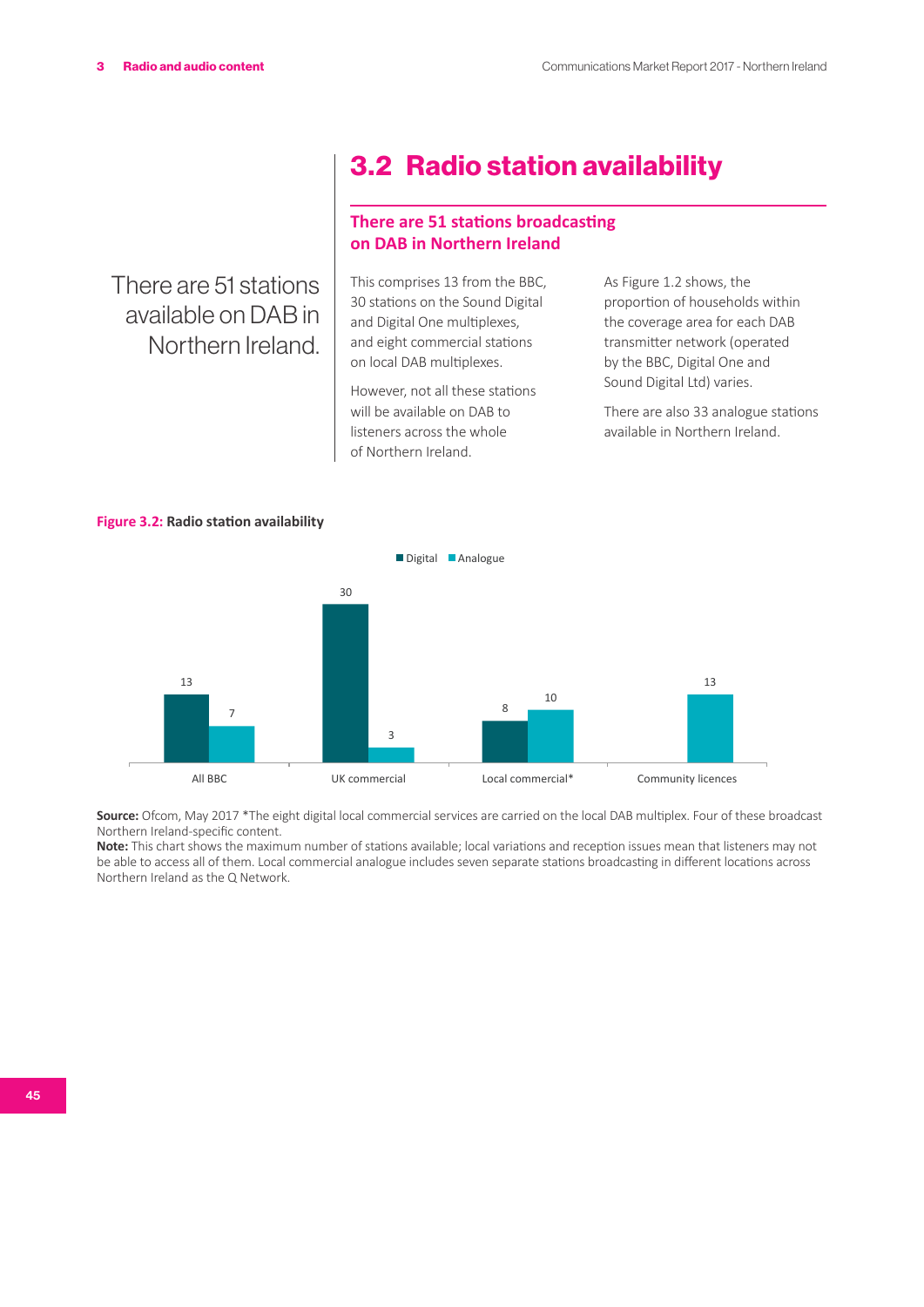## 3.2 Radio station availability

There are 51 stations available on DAB in Northern Ireland.

### There are 51 stations broadcasting on DAB in Northern Ireland

This comprises 13 from the BBC, 30 stations on the Sound Digital and Digital One multiplexes, and eight commercial stations on local DAB multiplexes.

However, not all these stations will be available on DAB to listeners across the whole of Northern Ireland.

As Figure 1.2 shows, the proportion of households within the coverage area for each DAB transmitter network (operated by the BBC, Digital One and Sound Digital Ltd) varies.

There are also 33 analogue stations available in Northern Ireland.

**Figure 3.2:** **Radio station availability**

| | Digital | Analogue |
|---|---|---|
| All BBC | 13 | 7 |
| UK commercial | 30 | 3 |
| Local commercial* | 8 | 10 |
| Community licences | | 13 |

**Source:** Ofcom, May 2017 *The eight digital local commercial services are carried on the local DAB multiplex. Four of these broadcast Northern Ireland-specific content.

**Note:** This chart shows the maximum number of stations available; local variations and reception issues mean that listeners may not be able to access all of them. Local commercial analogue includes seven separate stations broadcasting in different locations across Northern Ireland as the Q Network.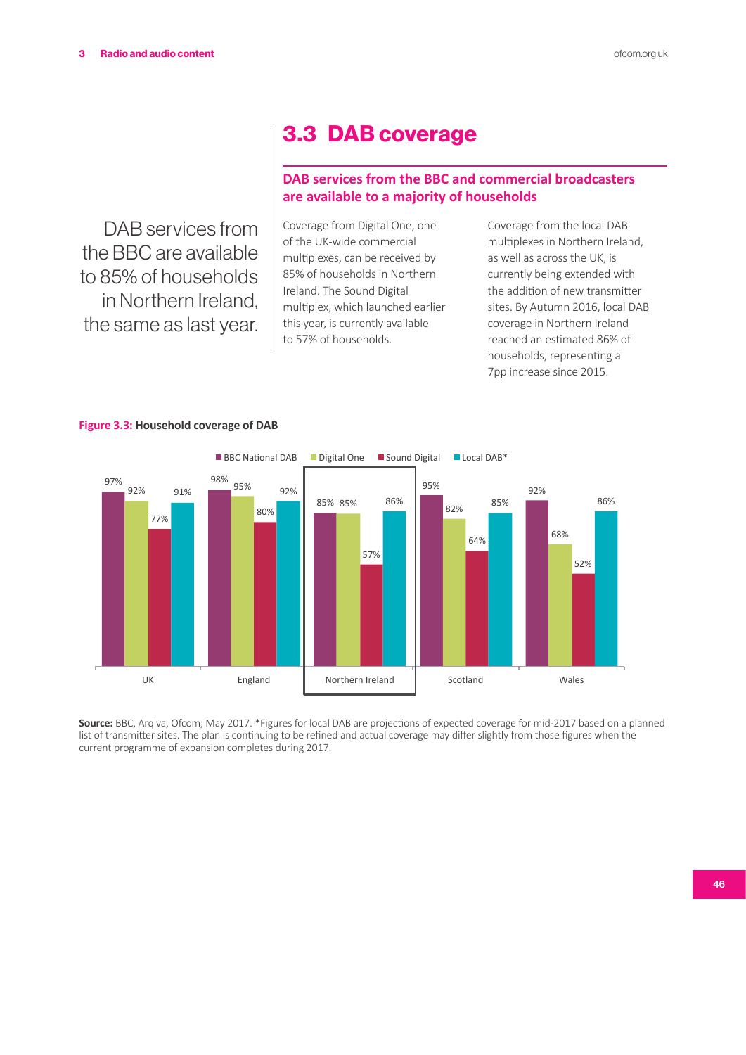## 3.3 DAB coverage

### DAB services from the BBC and commercial broadcasters are available to a majority of households

DAB services from the BBC are available to 85% of households in Northern Ireland, the same as last year.

Coverage from Digital One, one of the UK-wide commercial multiplexes, can be received by 85% of households in Northern Ireland. The Sound Digital multiplex, which launched earlier this year, is currently available to 57% of households.

Coverage from the local DAB multiplexes in Northern Ireland, as well as across the UK, is currently being extended with the addition of new transmitter sites. By Autumn 2016, local DAB coverage in Northern Ireland reached an estimated 86% of households, representing a 7pp increase since 2015.

**Figure 3.3: Household coverage of DAB**

| | BBC National DAB | Digital One | Sound Digital | Local DAB* |
|---|---|---|---|---|
| UK | 97% | 92% | 77% | 91% |
| England | 98% | 95% | 80% | 92% |
| Northern Ireland | 85% | 85% | 57% | 86% |
| Scotland | 95% | 82% | 64% | 85% |
| Wales | 92% | 68% | 52% | 86% |

**Source:** BBC, Arqiva, Ofcom, May 2017. *Figures for local DAB are projections of expected coverage for mid-2017 based on a planned list of transmitter sites. The plan is continuing to be refined and actual coverage may differ slightly from those figures when the current programme of expansion completes during 2017.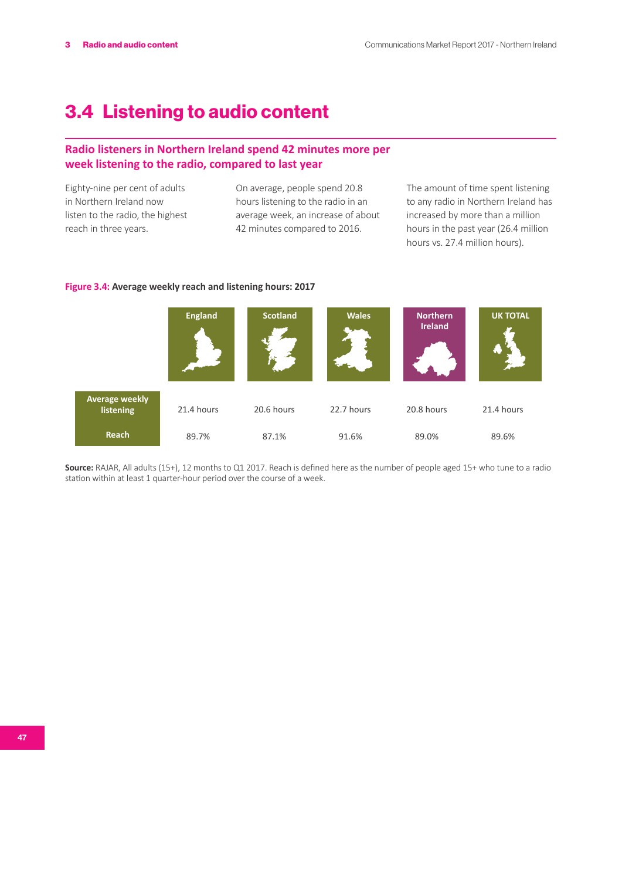# 3.4 Listening to audio content

## Radio listeners in Northern Ireland spend 42 minutes more per week listening to the radio, compared to last year

Eighty-nine per cent of adults in Northern Ireland now listen to the radio, the highest reach in three years.

On average, people spend 20.8 hours listening to the radio in an average week, an increase of about 42 minutes compared to 2016.

The amount of time spent listening to any radio in Northern Ireland has increased by more than a million hours in the past year (26.4 million hours vs. 27.4 million hours).

**Figure 3.4:** Average weekly reach and listening hours: 2017

| | England | Scotland | Wales | Northern Ireland | UK TOTAL |
|---|---|---|---|---|---|
| Average weekly listening | 21.4 hours | 20.6 hours | 22.7 hours | 20.8 hours | 21.4 hours |
| Reach | 89.7% | 87.1% | 91.6% | 89.0% | 89.6% |

**Source:** RAJAR, All adults (15+), 12 months to Q1 2017. Reach is defined here as the number of people aged 15+ who tune to a radio station within at least 1 quarter-hour period over the course of a week.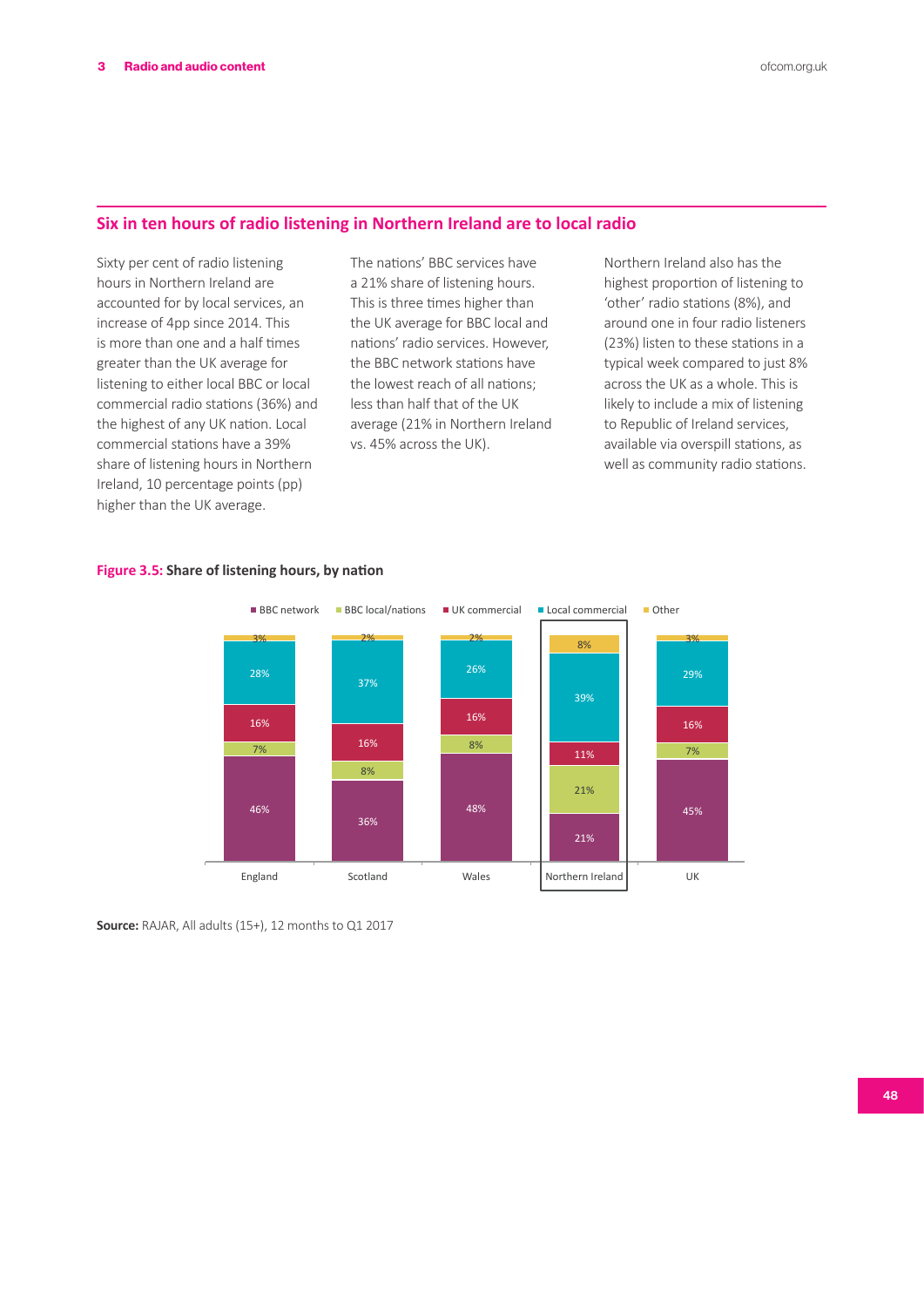## Six in ten hours of radio listening in Northern Ireland are to local radio

Sixty per cent of radio listening hours in Northern Ireland are accounted for by local services, an increase of 4pp since 2014. This is more than one and a half times greater than the UK average for listening to either local BBC or local commercial radio stations (36%) and the highest of any UK nation. Local commercial stations have a 39% share of listening hours in Northern Ireland, 10 percentage points (pp) higher than the UK average.

The nations' BBC services have a 21% share of listening hours. This is three times higher than the UK average for BBC local and nations' radio services. However, the BBC network stations have the lowest reach of all nations; less than half that of the UK average (21% in Northern Ireland vs. 45% across the UK).

Northern Ireland also has the highest proportion of listening to 'other' radio stations (8%), and around one in four radio listeners (23%) listen to these stations in a typical week compared to just 8% across the UK as a whole. This is likely to include a mix of listening to Republic of Ireland services, available via overspill stations, as well as community radio stations.

**Figure 3.5: Share of listening hours, by nation**

| | England | Scotland | Wales | Northern Ireland | UK |
|---|---|---|---|---|---|
| Other | 3% | 2% | 2% | 8% | 3% |
| Local commercial | 28% | 37% | 26% | 39% | 29% |
| UK commercial | 16% | 16% | 16% | 11% | 16% |
| BBC local/nations | 7% | 8% | 8% | 21% | 7% |
| BBC network | 46% | 36% | 48% | 21% | 45% |

**Source:** RAJAR, All adults (15+), 12 months to Q1 2017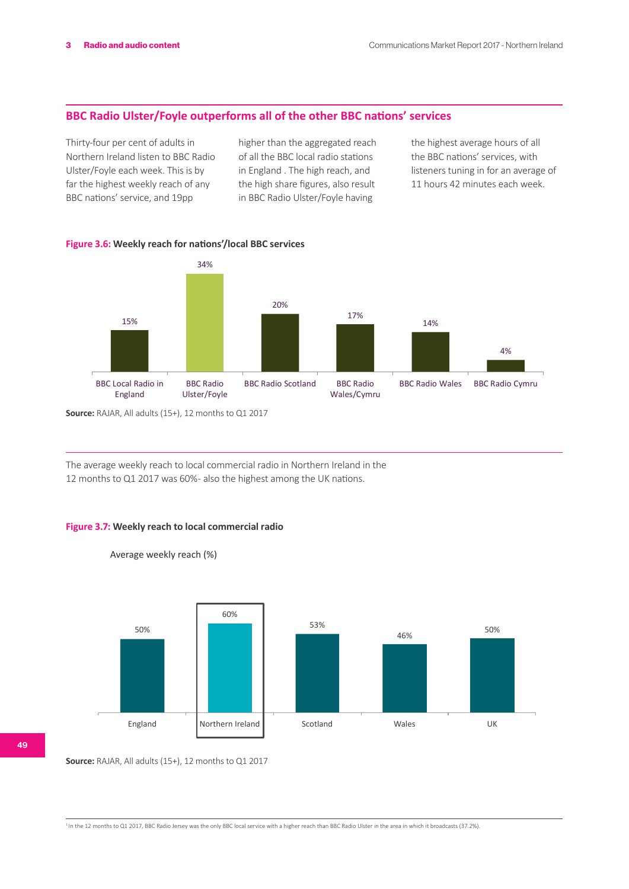## BBC Radio Ulster/Foyle outperforms all of the other BBC nations' services

Thirty-four per cent of adults in Northern Ireland listen to BBC Radio Ulster/Foyle each week. This is by far the highest weekly reach of any BBC nations' service, and 19pp higher than the aggregated reach of all the BBC local radio stations in England . The high reach, and the high share figures, also result in BBC Radio Ulster/Foyle having the highest average hours of all the BBC nations' services, with listeners tuning in for an average of 11 hours 42 minutes each week.

**Figure 3.6: Weekly reach for nations'/local BBC services**

| Service | Weekly reach |
|---|---|
| BBC Local Radio in England | 15% |
| BBC Radio Ulster/Foyle | 34% |
| BBC Radio Scotland | 20% |
| BBC Radio Wales/Cymru | 17% |
| BBC Radio Wales | 14% |
| BBC Radio Cymru | 4% |

**Source:** RAJAR, All adults (15+), 12 months to Q1 2017

The average weekly reach to local commercial radio in Northern Ireland in the 12 months to Q1 2017 was 60%- also the highest among the UK nations.

**Figure 3.7: Weekly reach to local commercial radio**

Average weekly reach (%)

| Nation | Average weekly reach (%) |
|---|---|
| England | 50% |
| Northern Ireland | 60% |
| Scotland | 53% |
| Wales | 46% |
| UK | 50% |

**Source:** RAJAR, All adults (15+), 12 months to Q1 2017

[1] In the 12 months to Q1 2017, BBC Radio Jersey was the only BBC local service with a higher reach than BBC Radio Ulster in the area in which it broadcasts (37.2%).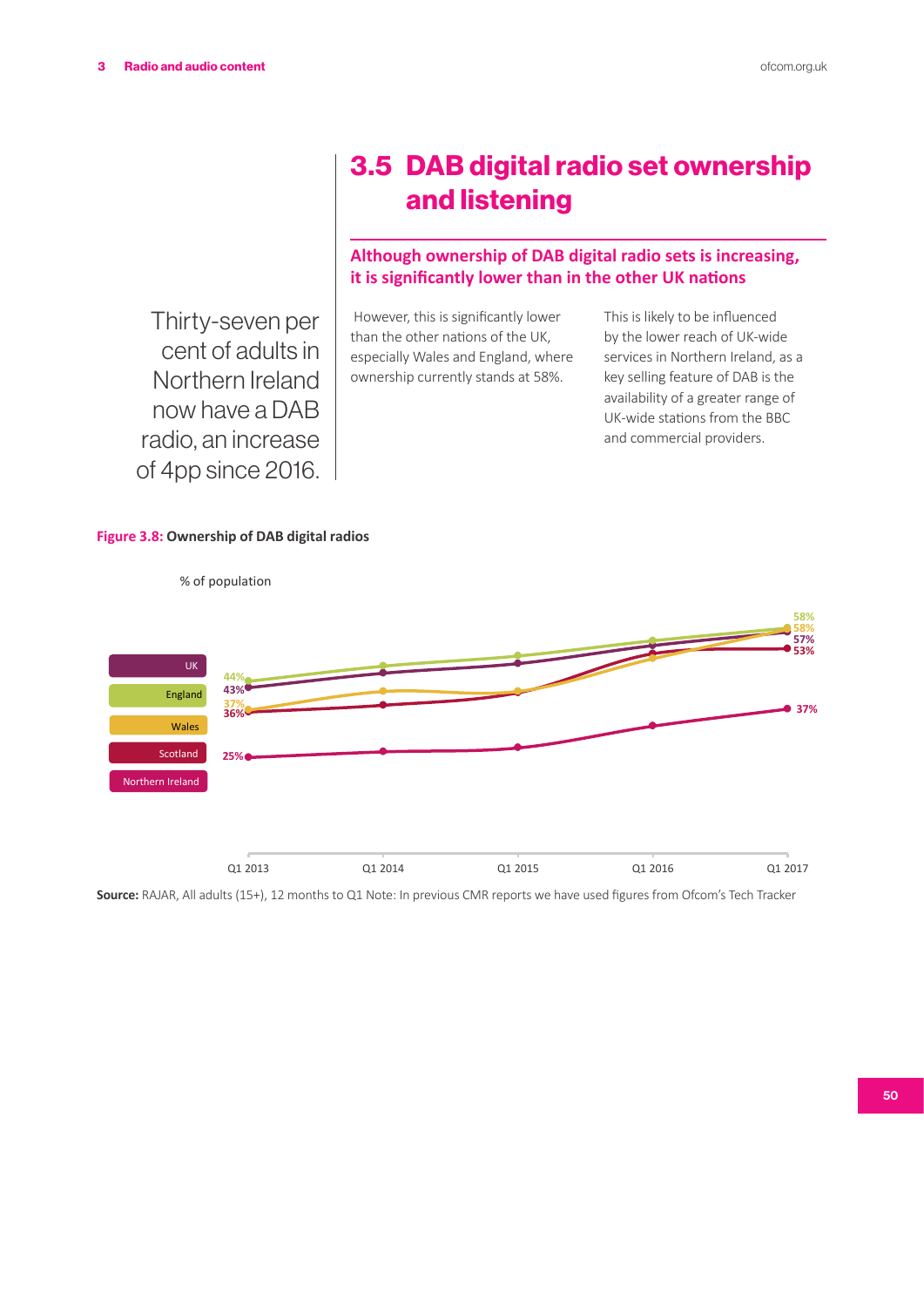# 3.5 DAB digital radio set ownership and listening

## Although ownership of DAB digital radio sets is increasing, it is significantly lower than in the other UK nations

Thirty-seven per cent of adults in Northern Ireland now have a DAB radio, an increase of 4pp since 2016.

However, this is significantly lower than the other nations of the UK, especially Wales and England, where ownership currently stands at 58%.

This is likely to be influenced by the lower reach of UK-wide services in Northern Ireland, as a key selling feature of DAB is the availability of a greater range of UK-wide stations from the BBC and commercial providers.

**Figure 3.8: Ownership of DAB digital radios**

% of population

| | Q1 2013 | Q1 2017 |
|---|---|---|
| UK | 43% | 57% |
| England | 44% | 58% |
| Wales | 37% | 58% |
| Scotland | 36% | 53% |
| Northern Ireland | 25% | 37% |

**Source:** RAJAR, All adults (15+), 12 months to Q1 Note: In previous CMR reports we have used figures from Ofcom's Tech Tracker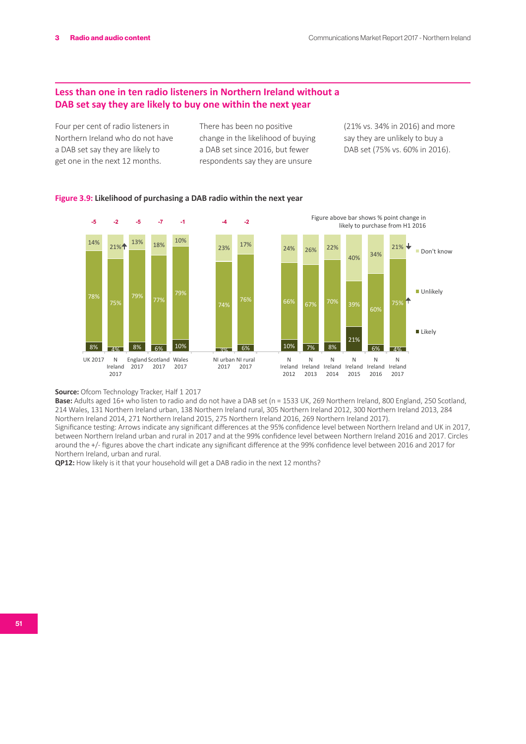## Less than one in ten radio listeners in Northern Ireland without a DAB set say they are likely to buy one within the next year

Four per cent of radio listeners in Northern Ireland who do not have a DAB set say they are likely to get one in the next 12 months. There has been no positive change in the likelihood of buying a DAB set since 2016, but fewer respondents say they are unsure (21% vs. 34% in 2016) and more say they are unlikely to buy a DAB set (75% vs. 60% in 2016).

**Figure 3.9: Likelihood of purchasing a DAB radio within the next year**

Figure above bar shows % point change in likely to purchase from H1 2016

| | UK 2017 | N Ireland 2017 | England 2017 | Scotland 2017 | Wales 2017 | NI urban 2017 | NI rural 2017 | N Ireland 2012 | N Ireland 2013 | N Ireland 2014 | N Ireland 2015 | N Ireland 2016 | N Ireland 2017 |
|---|---|---|---|---|---|---|---|---|---|---|---|---|---|
| Change | -5 | -2 | -5 | -7 | -1 | -4 | -2 | | | | | | |
| Don't know | 14% | 21% ↑ | 13% | 18% | 10% | 23% | 17% | 24% | 26% | 22% | 40% | 34% | 21% ↓ |
| Unlikely | 78% | 75% | 79% | 77% | 79% | 74% | 76% | 66% | 67% | 70% | 39% | 60% | 75% ↑ |
| Likely | 8% | 4% | 8% | 6% | 10% | 3% | 6% | 10% | 7% | 8% | 21% | 6% | 4% |

**Source:** Ofcom Technology Tracker, Half 1 2017
**Base:** Adults aged 16+ who listen to radio and do not have a DAB set (n = 1533 UK, 269 Northern Ireland, 800 England, 250 Scotland, 214 Wales, 131 Northern Ireland urban, 138 Northern Ireland rural, 305 Northern Ireland 2012, 300 Northern Ireland 2013, 284 Northern Ireland 2014, 271 Northern Ireland 2015, 275 Northern Ireland 2016, 269 Northern Ireland 2017).
Significance testing: Arrows indicate any significant differences at the 95% confidence level between Northern Ireland and UK in 2017, between Northern Ireland urban and rural in 2017 and at the 99% confidence level between Northern Ireland 2016 and 2017. Circles around the +/- figures above the chart indicate any significant difference at the 99% confidence level between 2016 and 2017 for Northern Ireland, urban and rural.
**QP12:** How likely is it that your household will get a DAB radio in the next 12 months?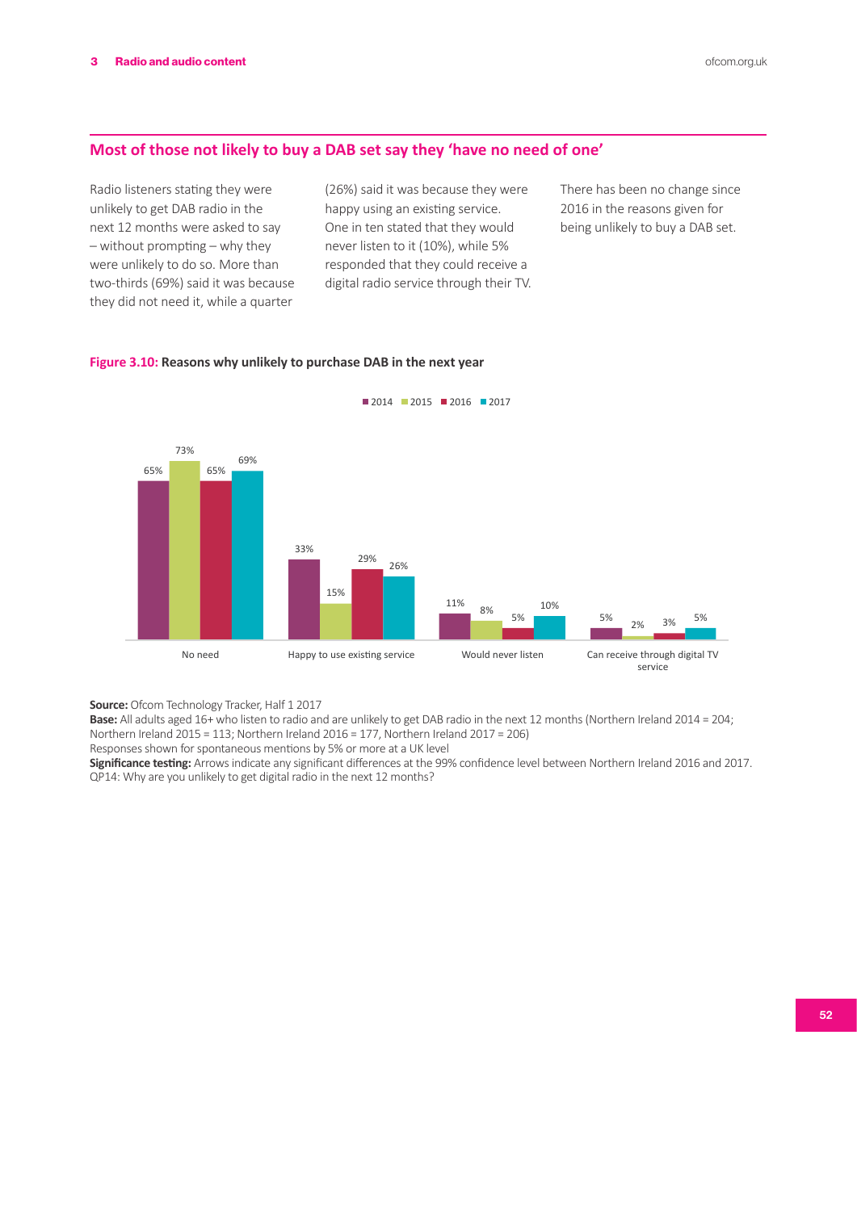## Most of those not likely to buy a DAB set say they 'have no need of one'

Radio listeners stating they were unlikely to get DAB radio in the next 12 months were asked to say – without prompting – why they were unlikely to do so. More than two-thirds (69%) said it was because they did not need it, while a quarter (26%) said it was because they were happy using an existing service. One in ten stated that they would never listen to it (10%), while 5% responded that they could receive a digital radio service through their TV.

There has been no change since 2016 in the reasons given for being unlikely to buy a DAB set.

**Figure 3.10: Reasons why unlikely to purchase DAB in the next year**

| | 2014 | 2015 | 2016 | 2017 |
|---|---|---|---|---|
| No need | 65% | 73% | 65% | 69% |
| Happy to use existing service | 33% | 15% | 29% | 26% |
| Would never listen | 11% | 8% | 5% | 10% |
| Can receive through digital TV service | 5% | 2% | 3% | 5% |

**Source:** Ofcom Technology Tracker, Half 1 2017
**Base:** All adults aged 16+ who listen to radio and are unlikely to get DAB radio in the next 12 months (Northern Ireland 2014 = 204; Northern Ireland 2015 = 113; Northern Ireland 2016 = 177, Northern Ireland 2017 = 206)
Responses shown for spontaneous mentions by 5% or more at a UK level
**Significance testing:** Arrows indicate any significant differences at the 99% confidence level between Northern Ireland 2016 and 2017.
QP14: Why are you unlikely to get digital radio in the next 12 months?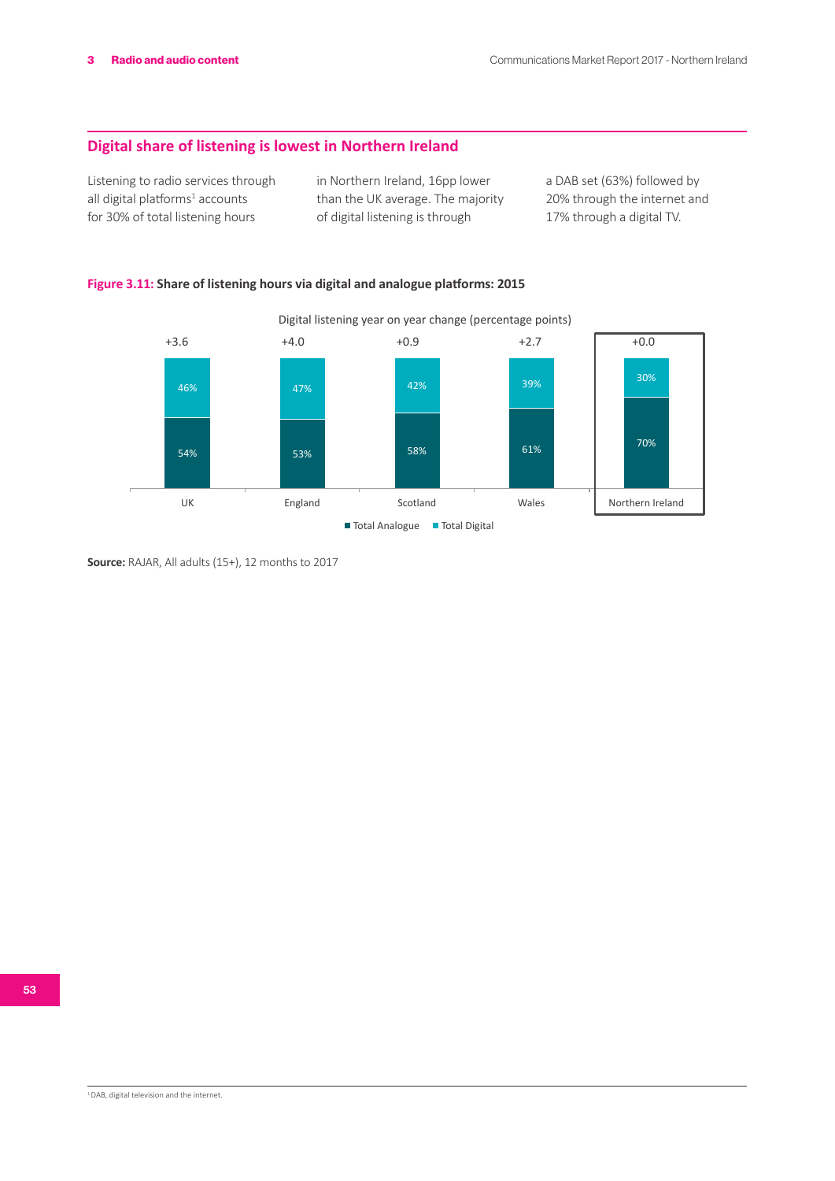## Digital share of listening is lowest in Northern Ireland

Listening to radio services through all digital platforms[1] accounts for 30% of total listening hours in Northern Ireland, 16pp lower than the UK average. The majority of digital listening is through a DAB set (63%) followed by 20% through the internet and 17% through a digital TV.

**Figure 3.11:** Share of listening hours via digital and analogue platforms: 2015

Digital listening year on year change (percentage points)

| | UK | England | Scotland | Wales | Northern Ireland |
|---|---|---|---|---|---|
| Digital listening year on year change (percentage points) | +3.6 | +4.0 | +0.9 | +2.7 | +0.0 |
| Total Digital | 46% | 47% | 42% | 39% | 30% |
| Total Analogue | 54% | 53% | 58% | 61% | 70% |

**Source:** RAJAR, All adults (15+), 12 months to 2017

[1] DAB, digital television and the internet.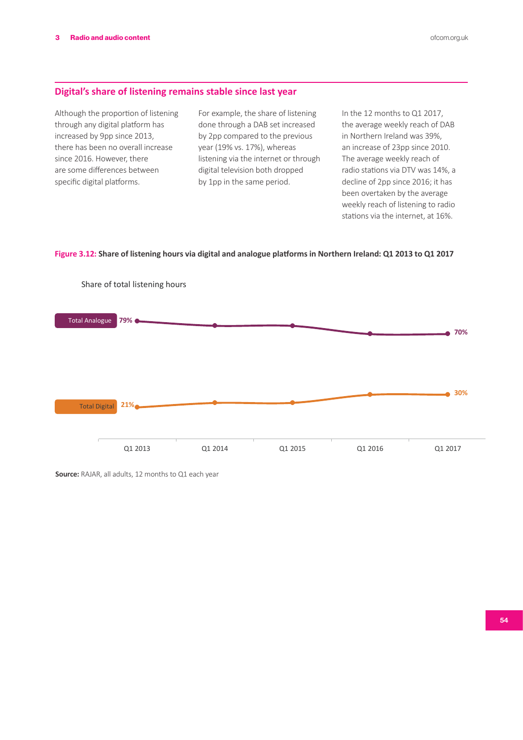## Digital's share of listening remains stable since last year

Although the proportion of listening through any digital platform has increased by 9pp since 2013, there has been no overall increase since 2016. However, there are some differences between specific digital platforms.

For example, the share of listening done through a DAB set increased by 2pp compared to the previous year (19% vs. 17%), whereas listening via the internet or through digital television both dropped by 1pp in the same period.

In the 12 months to Q1 2017, the average weekly reach of DAB in Northern Ireland was 39%, an increase of 23pp since 2010. The average weekly reach of radio stations via DTV was 14%, a decline of 2pp since 2016; it has been overtaken by the average weekly reach of listening to radio stations via the internet, at 16%.

**Figure 3.12: Share of listening hours via digital and analogue platforms in Northern Ireland: Q1 2013 to Q1 2017**

Share of total listening hours

| | Q1 2013 | Q1 2014 | Q1 2015 | Q1 2016 | Q1 2017 |
|---|---|---|---|---|---|
| Total Analogue | 79% | | | | 70% |
| Total Digital | 21% | | | | 30% |

**Source:** RAJAR, all adults, 12 months to Q1 each year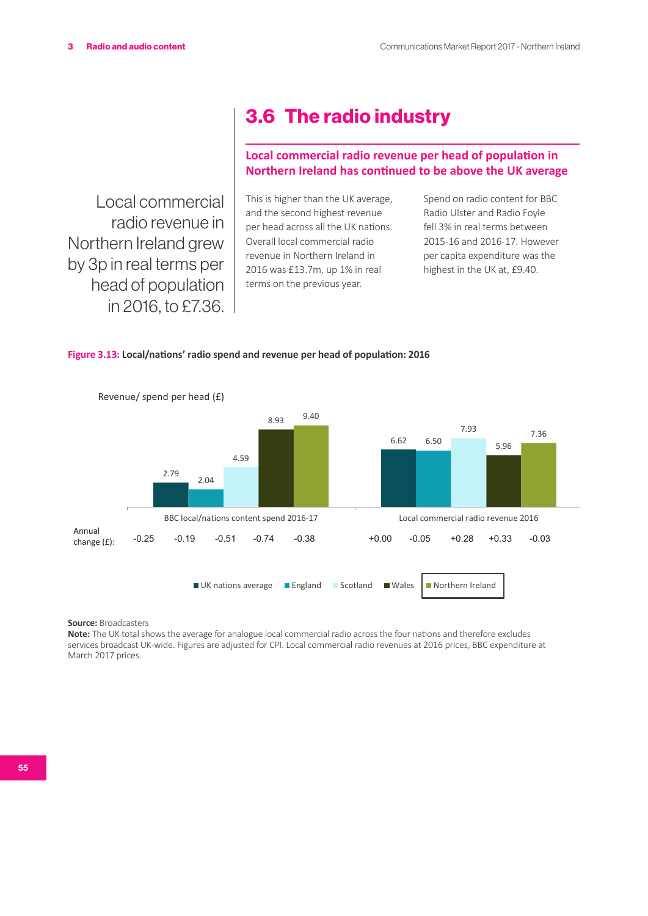## 3.6 The radio industry

Local commercial radio revenue in Northern Ireland grew by 3p in real terms per head of population in 2016, to £7.36.

### Local commercial radio revenue per head of population in Northern Ireland has continued to be above the UK average

This is higher than the UK average, and the second highest revenue per head across all the UK nations. Overall local commercial radio revenue in Northern Ireland in 2016 was £13.7m, up 1% in real terms on the previous year.

Spend on radio content for BBC Radio Ulster and Radio Foyle fell 3% in real terms between 2015-16 and 2016-17. However per capita expenditure was the highest in the UK at, £9.40.

**Figure 3.13: Local/nations' radio spend and revenue per head of population: 2016**

Revenue/ spend per head (£)

BBC local/nations content spend 2016-17
2.79
2.04
4.59
8.93
9.40

Local commercial radio revenue 2016
6.62
6.50
7.93
5.96
7.36

Annual change (£):
-0.25 -0.19 -0.51 -0.74 -0.38
+0.00 -0.05 +0.28 +0.33 -0.03

UK nations average
England
Scotland
Wales
Northern Ireland

**Source:** Broadcasters
**Note:** The UK total shows the average for analogue local commercial radio across the four nations and therefore excludes services broadcast UK-wide. Figures are adjusted for CPI. Local commercial radio revenues at 2016 prices, BBC expenditure at March 2017 prices.